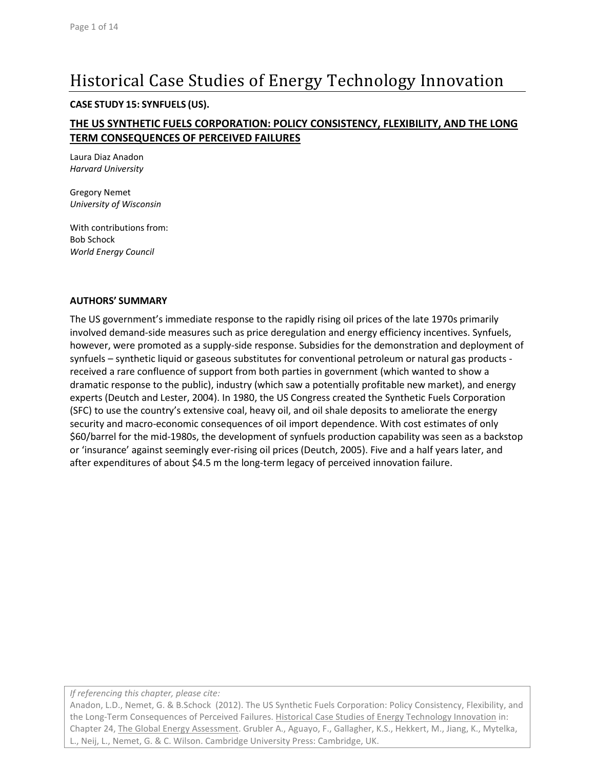# Historical Case Studies of Energy Technology Innovation

**CASE STUDY 15: SYNFUELS (US).**

## THE US SYNTHETIC FUELS CORPORATION: POLICY CONSISTENCY, FLEXIBILITY, AND THE LONG TERM CONSEQUENCES OF PERCEIVED FAILURES

Laura Diaz Anadon
*Harvard University*

Gregory Nemet
*University of Wisconsin*

With contributions from:
Bob Schock
*World Energy Council*

**AUTHORS' SUMMARY**

The US government's immediate response to the rapidly rising oil prices of the late 1970s primarily involved demand-side measures such as price deregulation and energy efficiency incentives. Synfuels, however, were promoted as a supply-side response. Subsidies for the demonstration and deployment of synfuels – synthetic liquid or gaseous substitutes for conventional petroleum or natural gas products - received a rare confluence of support from both parties in government (which wanted to show a dramatic response to the public), industry (which saw a potentially profitable new market), and energy experts (Deutch and Lester, 2004). In 1980, the US Congress created the Synthetic Fuels Corporation (SFC) to use the country's extensive coal, heavy oil, and oil shale deposits to ameliorate the energy security and macro-economic consequences of oil import dependence. With cost estimates of only $60/barrel for the mid-1980s, the development of synfuels production capability was seen as a backstop or 'insurance' against seemingly ever-rising oil prices (Deutch, 2005). Five and a half years later, and after expenditures of about $4.5 m the long-term legacy of perceived innovation failure.

*If referencing this chapter, please cite:*
Anadon, L.D., Nemet, G. & B.Schock (2012). The US Synthetic Fuels Corporation: Policy Consistency, Flexibility, and the Long-Term Consequences of Perceived Failures. Historical Case Studies of Energy Technology Innovation in: Chapter 24, The Global Energy Assessment. Grubler A., Aguayo, F., Gallagher, K.S., Hekkert, M., Jiang, K., Mytelka, L., Neij, L., Nemet, G. & C. Wilson. Cambridge University Press: Cambridge, UK.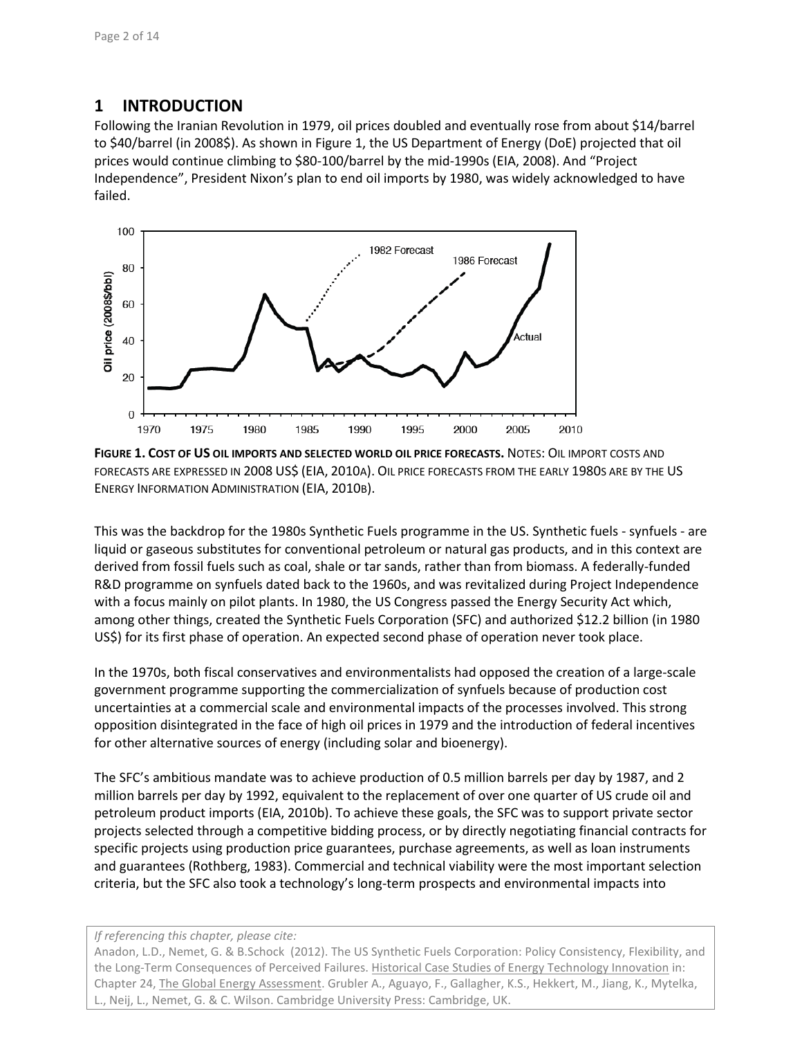## 1 INTRODUCTION

Following the Iranian Revolution in 1979, oil prices doubled and eventually rose from about $14/barrel to $40/barrel (in 2008$). As shown in Figure 1, the US Department of Energy (DoE) projected that oil prices would continue climbing to $80-100/barrel by the mid-1990s (EIA, 2008). And "Project Independence", President Nixon's plan to end oil imports by 1980, was widely acknowledged to have failed.

**FIGURE 1. COST OF US OIL IMPORTS AND SELECTED WORLD OIL PRICE FORECASTS.** NOTES: OIL IMPORT COSTS AND FORECASTS ARE EXPRESSED IN 2008 US$ (EIA, 2010A). OIL PRICE FORECASTS FROM THE EARLY 1980S ARE BY THE US ENERGY INFORMATION ADMINISTRATION (EIA, 2010B).

This was the backdrop for the 1980s Synthetic Fuels programme in the US. Synthetic fuels - synfuels - are liquid or gaseous substitutes for conventional petroleum or natural gas products, and in this context are derived from fossil fuels such as coal, shale or tar sands, rather than from biomass. A federally-funded R&D programme on synfuels dated back to the 1960s, and was revitalized during Project Independence with a focus mainly on pilot plants. In 1980, the US Congress passed the Energy Security Act which, among other things, created the Synthetic Fuels Corporation (SFC) and authorized $12.2 billion (in 1980 US$) for its first phase of operation. An expected second phase of operation never took place.

In the 1970s, both fiscal conservatives and environmentalists had opposed the creation of a large-scale government programme supporting the commercialization of synfuels because of production cost uncertainties at a commercial scale and environmental impacts of the processes involved. This strong opposition disintegrated in the face of high oil prices in 1979 and the introduction of federal incentives for other alternative sources of energy (including solar and bioenergy).

The SFC's ambitious mandate was to achieve production of 0.5 million barrels per day by 1987, and 2 million barrels per day by 1992, equivalent to the replacement of over one quarter of US crude oil and petroleum product imports (EIA, 2010b). To achieve these goals, the SFC was to support private sector projects selected through a competitive bidding process, or by directly negotiating financial contracts for specific projects using production price guarantees, purchase agreements, as well as loan instruments and guarantees (Rothberg, 1983). Commercial and technical viability were the most important selection criteria, but the SFC also took a technology's long-term prospects and environmental impacts into

*If referencing this chapter, please cite:*
Anadon, L.D., Nemet, G. & B.Schock (2012). The US Synthetic Fuels Corporation: Policy Consistency, Flexibility, and the Long-Term Consequences of Perceived Failures. Historical Case Studies of Energy Technology Innovation in: Chapter 24, The Global Energy Assessment. Grubler A., Aguayo, F., Gallagher, K.S., Hekkert, M., Jiang, K., Mytelka, L., Neij, L., Nemet, G. & C. Wilson. Cambridge University Press: Cambridge, UK.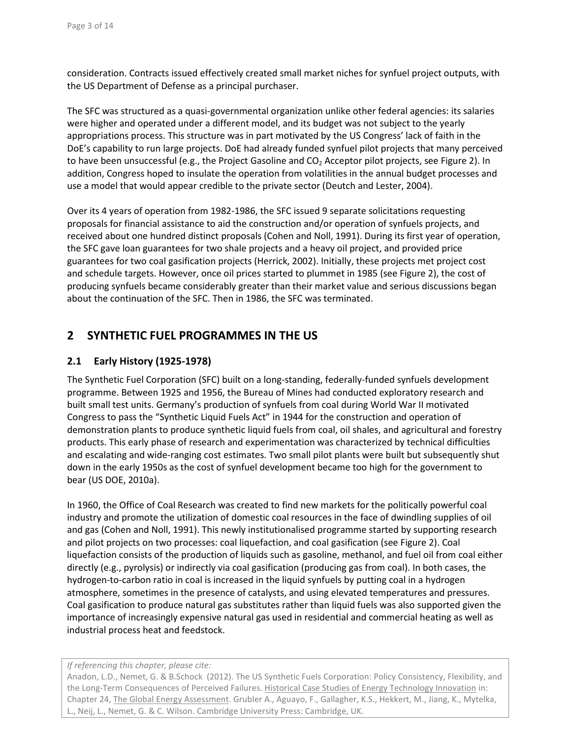consideration. Contracts issued effectively created small market niches for synfuel project outputs, with the US Department of Defense as a principal purchaser.

The SFC was structured as a quasi-governmental organization unlike other federal agencies: its salaries were higher and operated under a different model, and its budget was not subject to the yearly appropriations process. This structure was in part motivated by the US Congress' lack of faith in the DoE's capability to run large projects. DoE had already funded synfuel pilot projects that many perceived to have been unsuccessful (e.g., the Project Gasoline and $CO_2$ Acceptor pilot projects, see Figure 2). In addition, Congress hoped to insulate the operation from volatilities in the annual budget processes and use a model that would appear credible to the private sector (Deutch and Lester, 2004).

Over its 4 years of operation from 1982-1986, the SFC issued 9 separate solicitations requesting proposals for financial assistance to aid the construction and/or operation of synfuels projects, and received about one hundred distinct proposals (Cohen and Noll, 1991). During its first year of operation, the SFC gave loan guarantees for two shale projects and a heavy oil project, and provided price guarantees for two coal gasification projects (Herrick, 2002). Initially, these projects met project cost and schedule targets. However, once oil prices started to plummet in 1985 (see Figure 2), the cost of producing synfuels became considerably greater than their market value and serious discussions began about the continuation of the SFC. Then in 1986, the SFC was terminated.

# 2 SYNTHETIC FUEL PROGRAMMES IN THE US

## 2.1 Early History (1925-1978)

The Synthetic Fuel Corporation (SFC) built on a long-standing, federally-funded synfuels development programme. Between 1925 and 1956, the Bureau of Mines had conducted exploratory research and built small test units. Germany's production of synfuels from coal during World War II motivated Congress to pass the "Synthetic Liquid Fuels Act" in 1944 for the construction and operation of demonstration plants to produce synthetic liquid fuels from coal, oil shales, and agricultural and forestry products. This early phase of research and experimentation was characterized by technical difficulties and escalating and wide-ranging cost estimates. Two small pilot plants were built but subsequently shut down in the early 1950s as the cost of synfuel development became too high for the government to bear (US DOE, 2010a).

In 1960, the Office of Coal Research was created to find new markets for the politically powerful coal industry and promote the utilization of domestic coal resources in the face of dwindling supplies of oil and gas (Cohen and Noll, 1991). This newly institutionalised programme started by supporting research and pilot projects on two processes: coal liquefaction, and coal gasification (see Figure 2). Coal liquefaction consists of the production of liquids such as gasoline, methanol, and fuel oil from coal either directly (e.g., pyrolysis) or indirectly via coal gasification (producing gas from coal). In both cases, the hydrogen-to-carbon ratio in coal is increased in the liquid synfuels by putting coal in a hydrogen atmosphere, sometimes in the presence of catalysts, and using elevated temperatures and pressures. Coal gasification to produce natural gas substitutes rather than liquid fuels was also supported given the importance of increasingly expensive natural gas used in residential and commercial heating as well as industrial process heat and feedstock.

*If referencing this chapter, please cite:*
Anadon, L.D., Nemet, G. & B.Schock (2012). The US Synthetic Fuels Corporation: Policy Consistency, Flexibility, and the Long-Term Consequences of Perceived Failures. Historical Case Studies of Energy Technology Innovation in: Chapter 24, The Global Energy Assessment. Grubler A., Aguayo, F., Gallagher, K.S., Hekkert, M., Jiang, K., Mytelka, L., Neij, L., Nemet, G. & C. Wilson. Cambridge University Press: Cambridge, UK.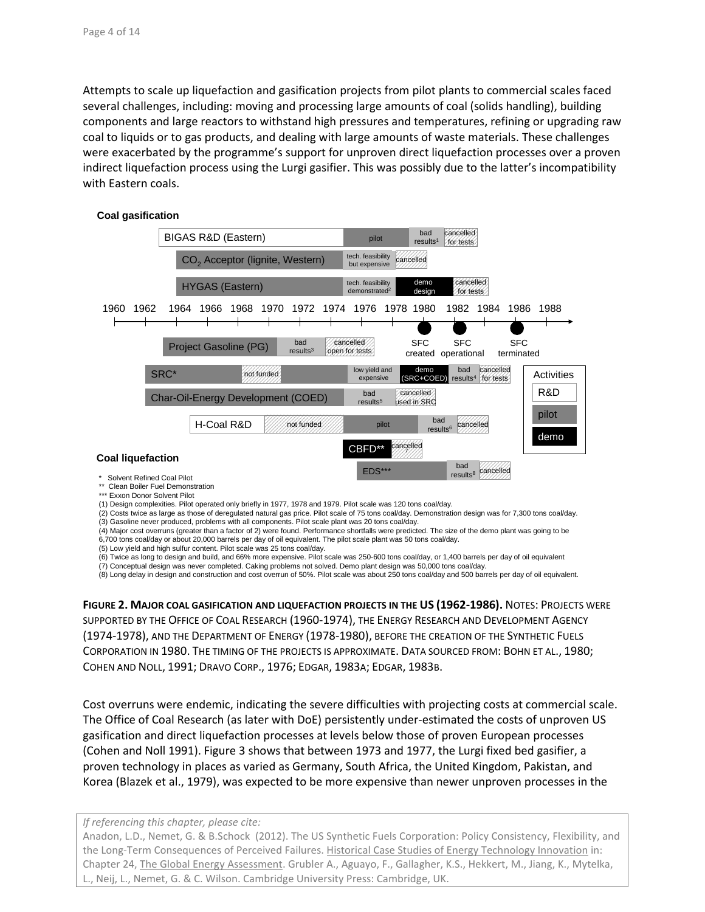Attempts to scale up liquefaction and gasification projects from pilot plants to commercial scales faced several challenges, including: moving and processing large amounts of coal (solids handling), building components and large reactors to withstand high pressures and temperatures, refining or upgrading raw coal to liquids or to gas products, and dealing with large amounts of waste materials. These challenges were exacerbated by the programme's support for unproven direct liquefaction processes over a proven indirect liquefaction process using the Lurgi gasifier. This was possibly due to the latter's incompatibility with Eastern coals.

**Coal gasification**

BIGAS R&D (Eastern) — pilot — bad results[1] — cancelled for tests

$CO_2$ Acceptor (lignite, Western) — tech. feasibility but expensive — cancelled

HYGAS (Eastern) — tech. feasibility demonstrated[2] — demo design — cancelled for tests

1960 1962 1964 1966 1968 1970 1972 1974 1976 1978 1980 1982 1984 1986 1988

SFC created — SFC operational — SFC terminated

Project Gasoline (PG) — bad results[3] — cancelled open for tests

SRC* — not funded — low yield and expensive — demo (SRC+COED) — bad results[4] — cancelled for tests

Char-Oil-Energy Development (COED) — bad results[5] — cancelled used in SRC

H-Coal R&D — not funded — pilot — bad results[6] — cancelled

CBFD** — cancelled[7]

EDS*** — bad results[8] — cancelled

**Coal liquefaction**

Activities: R&D, pilot, demo

\* Solvent Refined Coal Pilot
\** Clean Boiler Fuel Demonstration
\*** Exxon Donor Solvent Pilot
(1) Design complexities. Pilot operated only briefly in 1977, 1978 and 1979. Pilot scale was 120 tons coal/day.
(2) Costs twice as large as those of deregulated natural gas price. Pilot scale of 75 tons coal/day. Demonstration design was for 7,300 tons coal/day.
(3) Gasoline never produced, problems with all components. Pilot scale plant was 20 tons coal/day.
(4) Major cost overruns (greater than a factor of 2) were found. Performance shortfalls were predicted. The size of the demo plant was going to be 6,700 tons coal/day or about 20,000 barrels per day of oil equivalent. The pilot scale plant was 50 tons coal/day.
(5) Low yield and high sulfur content. Pilot scale was 25 tons coal/day.
(6) Twice as long to design and build, and 66% more expensive. Pilot scale was 250-600 tons coal/day, or 1,400 barrels per day of oil equivalent
(7) Conceptual design was never completed. Caking problems not solved. Demo plant design was 50,000 tons coal/day.
(8) Long delay in design and construction and cost overrun of 50%. Pilot scale was about 250 tons coal/day and 500 barrels per day of oil equivalent.

**Figure 2. Major coal gasification and liquefaction projects in the US (1962-1986).** Notes: Projects were supported by the Office of Coal Research (1960-1974), the Energy Research and Development Agency (1974-1978), and the Department of Energy (1978-1980), before the creation of the Synthetic Fuels Corporation in 1980. The timing of the projects is approximate. Data sourced from: Bohn et al., 1980; Cohen and Noll, 1991; Dravo Corp., 1976; Edgar, 1983a; Edgar, 1983b.

Cost overruns were endemic, indicating the severe difficulties with projecting costs at commercial scale. The Office of Coal Research (as later with DoE) persistently under-estimated the costs of unproven US gasification and direct liquefaction processes at levels below those of proven European processes (Cohen and Noll 1991). Figure 3 shows that between 1973 and 1977, the Lurgi fixed bed gasifier, a proven technology in places as varied as Germany, South Africa, the United Kingdom, Pakistan, and Korea (Blazek et al., 1979), was expected to be more expensive than newer unproven processes in the

*If referencing this chapter, please cite:*
Anadon, L.D., Nemet, G. & B.Schock (2012). The US Synthetic Fuels Corporation: Policy Consistency, Flexibility, and the Long-Term Consequences of Perceived Failures. Historical Case Studies of Energy Technology Innovation in: Chapter 24, The Global Energy Assessment. Grubler A., Aguayo, F., Gallagher, K.S., Hekkert, M., Jiang, K., Mytelka, L., Neij, L., Nemet, G. & C. Wilson. Cambridge University Press: Cambridge, UK.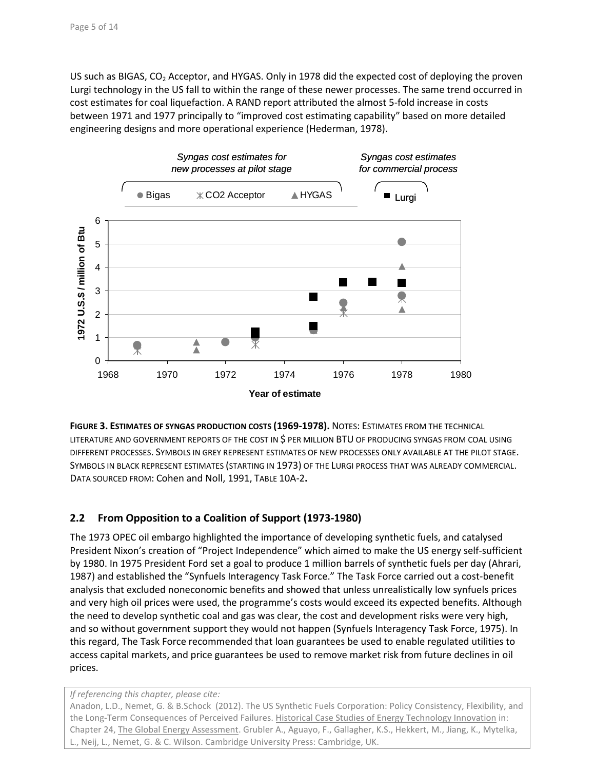US such as BIGAS, $CO_2$ Acceptor, and HYGAS. Only in 1978 did the expected cost of deploying the proven Lurgi technology in the US fall to within the range of these newer processes. The same trend occurred in cost estimates for coal liquefaction. A RAND report attributed the almost 5-fold increase in costs between 1971 and 1977 principally to "improved cost estimating capability" based on more detailed engineering designs and more operational experience (Hederman, 1978).

**FIGURE 3. ESTIMATES OF SYNGAS PRODUCTION COSTS (1969-1978).** NOTES: ESTIMATES FROM THE TECHNICAL LITERATURE AND GOVERNMENT REPORTS OF THE COST IN $ PER MILLION BTU OF PRODUCING SYNGAS FROM COAL USING DIFFERENT PROCESSES. SYMBOLS IN GREY REPRESENT ESTIMATES OF NEW PROCESSES ONLY AVAILABLE AT THE PILOT STAGE. SYMBOLS IN BLACK REPRESENT ESTIMATES (STARTING IN 1973) OF THE LURGI PROCESS THAT WAS ALREADY COMMERCIAL. DATA SOURCED FROM: Cohen and Noll, 1991, TABLE 10A-2**.**

## 2.2 From Opposition to a Coalition of Support (1973-1980)

The 1973 OPEC oil embargo highlighted the importance of developing synthetic fuels, and catalysed President Nixon's creation of "Project Independence" which aimed to make the US energy self-sufficient by 1980. In 1975 President Ford set a goal to produce 1 million barrels of synthetic fuels per day (Ahrari, 1987) and established the "Synfuels Interagency Task Force." The Task Force carried out a cost-benefit analysis that excluded noneconomic benefits and showed that unless unrealistically low synfuels prices and very high oil prices were used, the programme's costs would exceed its expected benefits. Although the need to develop synthetic coal and gas was clear, the cost and development risks were very high, and so without government support they would not happen (Synfuels Interagency Task Force, 1975). In this regard, The Task Force recommended that loan guarantees be used to enable regulated utilities to access capital markets, and price guarantees be used to remove market risk from future declines in oil prices.

*If referencing this chapter, please cite:*
Anadon, L.D., Nemet, G. & B.Schock (2012). The US Synthetic Fuels Corporation: Policy Consistency, Flexibility, and the Long-Term Consequences of Perceived Failures. Historical Case Studies of Energy Technology Innovation in: Chapter 24, The Global Energy Assessment. Grubler A., Aguayo, F., Gallagher, K.S., Hekkert, M., Jiang, K., Mytelka, L., Neij, L., Nemet, G. & C. Wilson. Cambridge University Press: Cambridge, UK.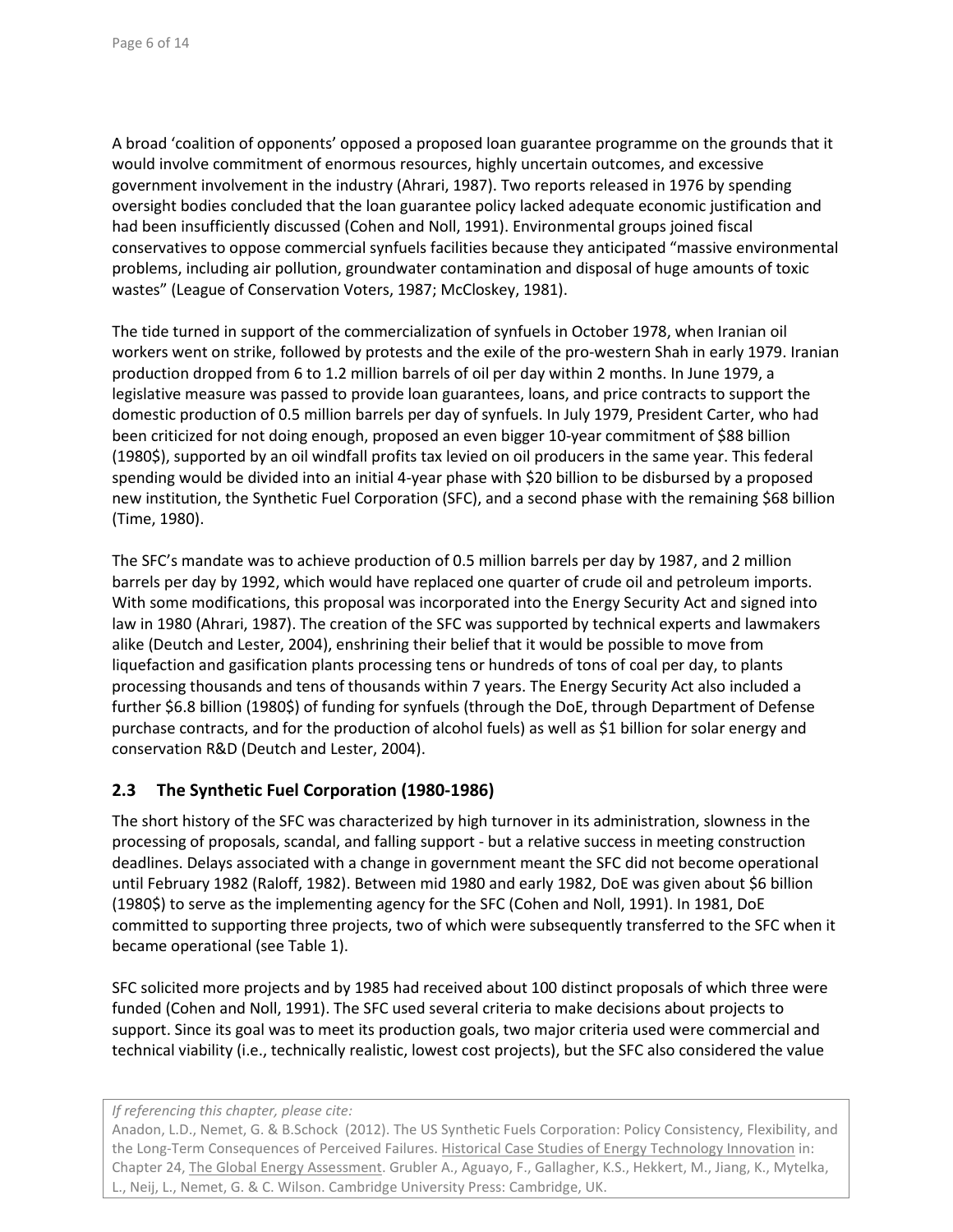A broad 'coalition of opponents' opposed a proposed loan guarantee programme on the grounds that it would involve commitment of enormous resources, highly uncertain outcomes, and excessive government involvement in the industry (Ahrari, 1987). Two reports released in 1976 by spending oversight bodies concluded that the loan guarantee policy lacked adequate economic justification and had been insufficiently discussed (Cohen and Noll, 1991). Environmental groups joined fiscal conservatives to oppose commercial synfuels facilities because they anticipated "massive environmental problems, including air pollution, groundwater contamination and disposal of huge amounts of toxic wastes" (League of Conservation Voters, 1987; McCloskey, 1981).

The tide turned in support of the commercialization of synfuels in October 1978, when Iranian oil workers went on strike, followed by protests and the exile of the pro-western Shah in early 1979. Iranian production dropped from 6 to 1.2 million barrels of oil per day within 2 months. In June 1979, a legislative measure was passed to provide loan guarantees, loans, and price contracts to support the domestic production of 0.5 million barrels per day of synfuels. In July 1979, President Carter, who had been criticized for not doing enough, proposed an even bigger 10-year commitment of $88 billion (1980$), supported by an oil windfall profits tax levied on oil producers in the same year. This federal spending would be divided into an initial 4-year phase with $20 billion to be disbursed by a proposed new institution, the Synthetic Fuel Corporation (SFC), and a second phase with the remaining $68 billion (Time, 1980).

The SFC's mandate was to achieve production of 0.5 million barrels per day by 1987, and 2 million barrels per day by 1992, which would have replaced one quarter of crude oil and petroleum imports. With some modifications, this proposal was incorporated into the Energy Security Act and signed into law in 1980 (Ahrari, 1987). The creation of the SFC was supported by technical experts and lawmakers alike (Deutch and Lester, 2004), enshrining their belief that it would be possible to move from liquefaction and gasification plants processing tens or hundreds of tons of coal per day, to plants processing thousands and tens of thousands within 7 years. The Energy Security Act also included a further $6.8 billion (1980$) of funding for synfuels (through the DoE, through Department of Defense purchase contracts, and for the production of alcohol fuels) as well as $1 billion for solar energy and conservation R&D (Deutch and Lester, 2004).

## 2.3 The Synthetic Fuel Corporation (1980-1986)

The short history of the SFC was characterized by high turnover in its administration, slowness in the processing of proposals, scandal, and falling support - but a relative success in meeting construction deadlines. Delays associated with a change in government meant the SFC did not become operational until February 1982 (Raloff, 1982). Between mid 1980 and early 1982, DoE was given about $6 billion (1980$) to serve as the implementing agency for the SFC (Cohen and Noll, 1991). In 1981, DoE committed to supporting three projects, two of which were subsequently transferred to the SFC when it became operational (see Table 1).

SFC solicited more projects and by 1985 had received about 100 distinct proposals of which three were funded (Cohen and Noll, 1991). The SFC used several criteria to make decisions about projects to support. Since its goal was to meet its production goals, two major criteria used were commercial and technical viability (i.e., technically realistic, lowest cost projects), but the SFC also considered the value

*If referencing this chapter, please cite:*
Anadon, L.D., Nemet, G. & B.Schock (2012). The US Synthetic Fuels Corporation: Policy Consistency, Flexibility, and the Long-Term Consequences of Perceived Failures. Historical Case Studies of Energy Technology Innovation in: Chapter 24, The Global Energy Assessment. Grubler A., Aguayo, F., Gallagher, K.S., Hekkert, M., Jiang, K., Mytelka, L., Neij, L., Nemet, G. & C. Wilson. Cambridge University Press: Cambridge, UK.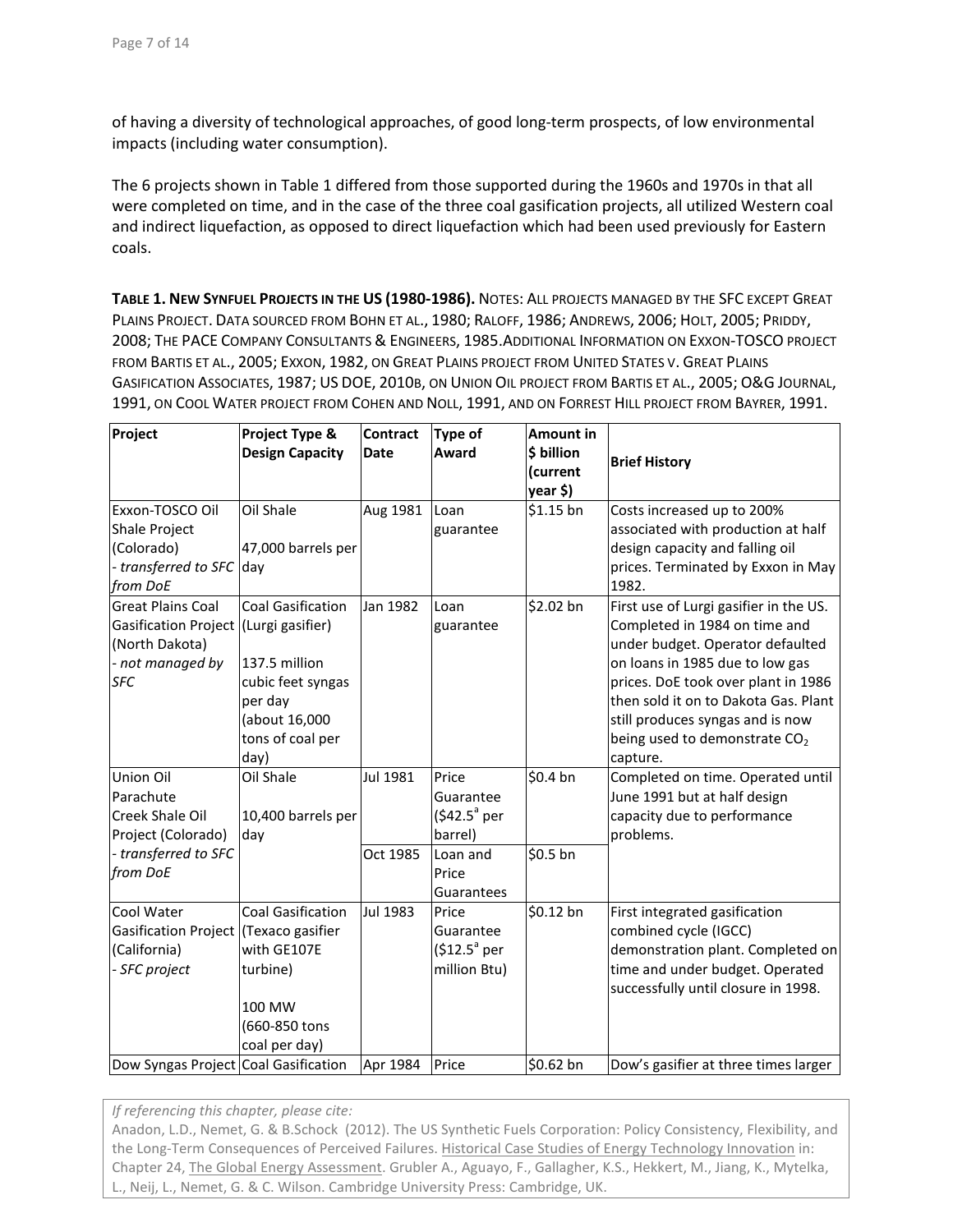of having a diversity of technological approaches, of good long-term prospects, of low environmental impacts (including water consumption).

The 6 projects shown in Table 1 differed from those supported during the 1960s and 1970s in that all were completed on time, and in the case of the three coal gasification projects, all utilized Western coal and indirect liquefaction, as opposed to direct liquefaction which had been used previously for Eastern coals.

**Table 1. New Synfuel Projects in the US (1980-1986).** Notes: All projects managed by the SFC except Great Plains Project. Data sourced from Bohn et al., 1980; Raloff, 1986; Andrews, 2006; Holt, 2005; Priddy, 2008; The PACE Company Consultants & Engineers, 1985. Additional information on Exxon-TOSCO project from Bartis et al., 2005; Exxon, 1982, on Great Plains project from United States v. Great Plains Gasification Associates, 1987; US DOE, 2010b, on Union Oil project from Bartis et al., 2005; O&G Journal, 1991, on Cool Water project from Cohen and Noll, 1991, and on Forrest Hill project from Bayrer, 1991.

| Project | Project Type & Design Capacity | Contract Date | Type of Award | Amount in $ billion (current year $) | Brief History |
|---|---|---|---|---|---|
| Exxon-TOSCO Oil Shale Project (Colorado) *- transferred to SFC from DoE* | Oil Shale<br><br>47,000 barrels per day | Aug 1981 | Loan guarantee | $1.15 bn | Costs increased up to 200% associated with production at half design capacity and falling oil prices. Terminated by Exxon in May 1982. |
| Great Plains Coal Gasification Project (North Dakota) *- not managed by SFC* | Coal Gasification (Lurgi gasifier)<br><br>137.5 million cubic feet syngas per day (about 16,000 tons of coal per day) | Jan 1982 | Loan guarantee | $2.02 bn | First use of Lurgi gasifier in the US. Completed in 1984 on time and under budget. Operator defaulted on loans in 1985 due to low gas prices. DoE took over plant in 1986 then sold it on to Dakota Gas. Plant still produces syngas and is now being used to demonstrate $CO_2$ capture. |
| Union Oil Parachute Creek Shale Oil Project (Colorado) *- transferred to SFC from DoE* | Oil Shale<br><br>10,400 barrels per day | Jul 1981 | Price Guarantee ($42.5[a] per barrel) | $0.4 bn | Completed on time. Operated until June 1991 but at half design capacity due to performance problems. |
| | | Oct 1985 | Loan and Price Guarantees | $0.5 bn | |
| Cool Water Gasification Project (California) *- SFC project* | Coal Gasification (Texaco gasifier with GE107E turbine)<br><br>100 MW (660-850 tons coal per day) | Jul 1983 | Price Guarantee ($12.5[a] per million Btu) | $0.12 bn | First integrated gasification combined cycle (IGCC) demonstration plant. Completed on time and under budget. Operated successfully until closure in 1998. |
| Dow Syngas Project | Coal Gasification | Apr 1984 | Price | $0.62 bn | Dow's gasifier at three times larger |

*If referencing this chapter, please cite:*
Anadon, L.D., Nemet, G. & B.Schock (2012). The US Synthetic Fuels Corporation: Policy Consistency, Flexibility, and the Long-Term Consequences of Perceived Failures. Historical Case Studies of Energy Technology Innovation in: Chapter 24, The Global Energy Assessment. Grubler A., Aguayo, F., Gallagher, K.S., Hekkert, M., Jiang, K., Mytelka, L., Neij, L., Nemet, G. & C. Wilson. Cambridge University Press: Cambridge, UK.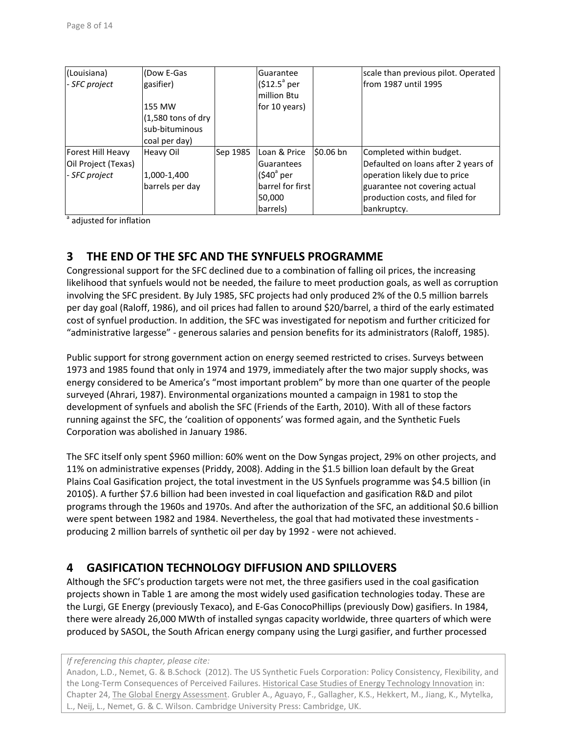| (Louisiana)<br>- *SFC project* | (Dow E-Gas gasifier)<br><br>155 MW (1,580 tons of dry sub-bituminous coal per day) | | Guarantee ($12.5[a] per million Btu for 10 years) | | scale than previous pilot. Operated from 1987 until 1995 |
|---|---|---|---|---|---|
| Forest Hill Heavy Oil Project (Texas)<br>- *SFC project* | Heavy Oil<br><br>1,000-1,400 barrels per day | Sep 1985 | Loan & Price Guarantees ($40[a] per barrel for first 50,000 barrels) | $0.06 bn | Completed within budget. Defaulted on loans after 2 years of operation likely due to price guarantee not covering actual production costs, and filed for bankruptcy. |

[a] adjusted for inflation

## 3 THE END OF THE SFC AND THE SYNFUELS PROGRAMME

Congressional support for the SFC declined due to a combination of falling oil prices, the increasing likelihood that synfuels would not be needed, the failure to meet production goals, as well as corruption involving the SFC president. By July 1985, SFC projects had only produced 2% of the 0.5 million barrels per day goal (Raloff, 1986), and oil prices had fallen to around $20/barrel, a third of the early estimated cost of synfuel production. In addition, the SFC was investigated for nepotism and further criticized for "administrative largesse" - generous salaries and pension benefits for its administrators (Raloff, 1985).

Public support for strong government action on energy seemed restricted to crises. Surveys between 1973 and 1985 found that only in 1974 and 1979, immediately after the two major supply shocks, was energy considered to be America's "most important problem" by more than one quarter of the people surveyed (Ahrari, 1987). Environmental organizations mounted a campaign in 1981 to stop the development of synfuels and abolish the SFC (Friends of the Earth, 2010). With all of these factors running against the SFC, the 'coalition of opponents' was formed again, and the Synthetic Fuels Corporation was abolished in January 1986.

The SFC itself only spent $960 million: 60% went on the Dow Syngas project, 29% on other projects, and 11% on administrative expenses (Priddy, 2008). Adding in the $1.5 billion loan default by the Great Plains Coal Gasification project, the total investment in the US Synfuels programme was $4.5 billion (in 2010$). A further $7.6 billion had been invested in coal liquefaction and gasification R&D and pilot programs through the 1960s and 1970s. And after the authorization of the SFC, an additional $0.6 billion were spent between 1982 and 1984. Nevertheless, the goal that had motivated these investments - producing 2 million barrels of synthetic oil per day by 1992 - were not achieved.

## 4 GASIFICATION TECHNOLOGY DIFFUSION AND SPILLOVERS

Although the SFC's production targets were not met, the three gasifiers used in the coal gasification projects shown in Table 1 are among the most widely used gasification technologies today. These are the Lurgi, GE Energy (previously Texaco), and E-Gas ConocoPhillips (previously Dow) gasifiers. In 1984, there were already 26,000 MWth of installed syngas capacity worldwide, three quarters of which were produced by SASOL, the South African energy company using the Lurgi gasifier, and further processed

*If referencing this chapter, please cite:*
Anadon, L.D., Nemet, G. & B.Schock (2012). The US Synthetic Fuels Corporation: Policy Consistency, Flexibility, and the Long-Term Consequences of Perceived Failures. Historical Case Studies of Energy Technology Innovation in: Chapter 24, The Global Energy Assessment. Grubler A., Aguayo, F., Gallagher, K.S., Hekkert, M., Jiang, K., Mytelka, L., Neij, L., Nemet, G. & C. Wilson. Cambridge University Press: Cambridge, UK.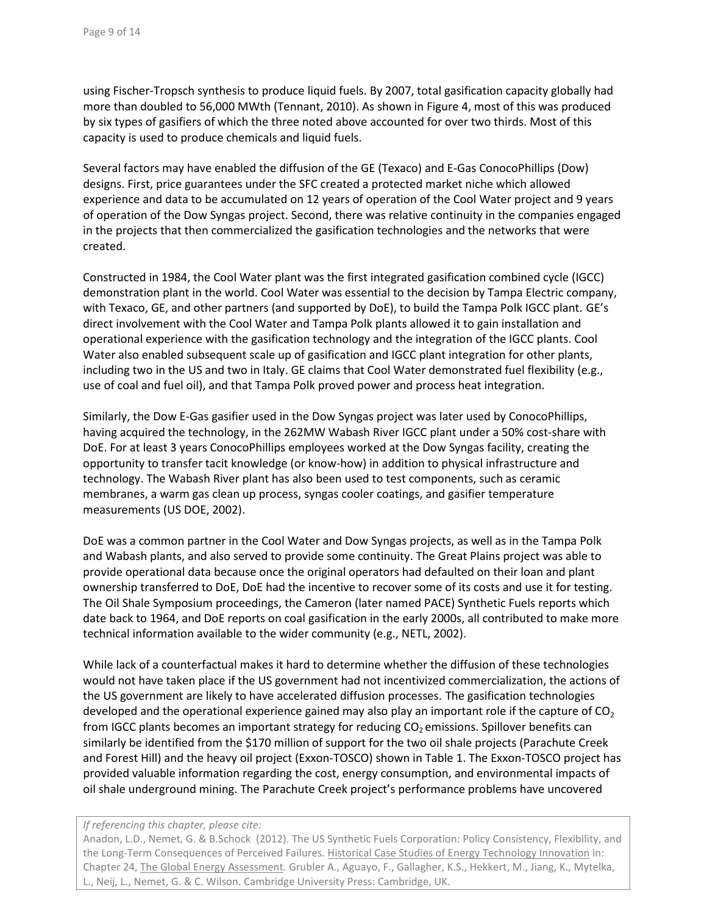using Fischer-Tropsch synthesis to produce liquid fuels. By 2007, total gasification capacity globally had more than doubled to 56,000 MWth (Tennant, 2010). As shown in Figure 4, most of this was produced by six types of gasifiers of which the three noted above accounted for over two thirds. Most of this capacity is used to produce chemicals and liquid fuels.

Several factors may have enabled the diffusion of the GE (Texaco) and E-Gas ConocoPhillips (Dow) designs. First, price guarantees under the SFC created a protected market niche which allowed experience and data to be accumulated on 12 years of operation of the Cool Water project and 9 years of operation of the Dow Syngas project. Second, there was relative continuity in the companies engaged in the projects that then commercialized the gasification technologies and the networks that were created.

Constructed in 1984, the Cool Water plant was the first integrated gasification combined cycle (IGCC) demonstration plant in the world. Cool Water was essential to the decision by Tampa Electric company, with Texaco, GE, and other partners (and supported by DoE), to build the Tampa Polk IGCC plant. GE's direct involvement with the Cool Water and Tampa Polk plants allowed it to gain installation and operational experience with the gasification technology and the integration of the IGCC plants. Cool Water also enabled subsequent scale up of gasification and IGCC plant integration for other plants, including two in the US and two in Italy. GE claims that Cool Water demonstrated fuel flexibility (e.g., use of coal and fuel oil), and that Tampa Polk proved power and process heat integration.

Similarly, the Dow E-Gas gasifier used in the Dow Syngas project was later used by ConocoPhillips, having acquired the technology, in the 262MW Wabash River IGCC plant under a 50% cost-share with DoE. For at least 3 years ConocoPhillips employees worked at the Dow Syngas facility, creating the opportunity to transfer tacit knowledge (or know-how) in addition to physical infrastructure and technology. The Wabash River plant has also been used to test components, such as ceramic membranes, a warm gas clean up process, syngas cooler coatings, and gasifier temperature measurements (US DOE, 2002).

DoE was a common partner in the Cool Water and Dow Syngas projects, as well as in the Tampa Polk and Wabash plants, and also served to provide some continuity. The Great Plains project was able to provide operational data because once the original operators had defaulted on their loan and plant ownership transferred to DoE, DoE had the incentive to recover some of its costs and use it for testing. The Oil Shale Symposium proceedings, the Cameron (later named PACE) Synthetic Fuels reports which date back to 1964, and DoE reports on coal gasification in the early 2000s, all contributed to make more technical information available to the wider community (e.g., NETL, 2002).

While lack of a counterfactual makes it hard to determine whether the diffusion of these technologies would not have taken place if the US government had not incentivized commercialization, the actions of the US government are likely to have accelerated diffusion processes. The gasification technologies developed and the operational experience gained may also play an important role if the capture of $CO_2$ from IGCC plants becomes an important strategy for reducing $CO_2$ emissions. Spillover benefits can similarly be identified from the $170 million of support for the two oil shale projects (Parachute Creek and Forest Hill) and the heavy oil project (Exxon-TOSCO) shown in Table 1. The Exxon-TOSCO project has provided valuable information regarding the cost, energy consumption, and environmental impacts of oil shale underground mining. The Parachute Creek project's performance problems have uncovered

*If referencing this chapter, please cite:*
Anadon, L.D., Nemet, G. & B.Schock (2012). The US Synthetic Fuels Corporation: Policy Consistency, Flexibility, and the Long-Term Consequences of Perceived Failures. Historical Case Studies of Energy Technology Innovation in: Chapter 24, The Global Energy Assessment. Grubler A., Aguayo, F., Gallagher, K.S., Hekkert, M., Jiang, K., Mytelka, L., Neij, L., Nemet, G. & C. Wilson. Cambridge University Press: Cambridge, UK.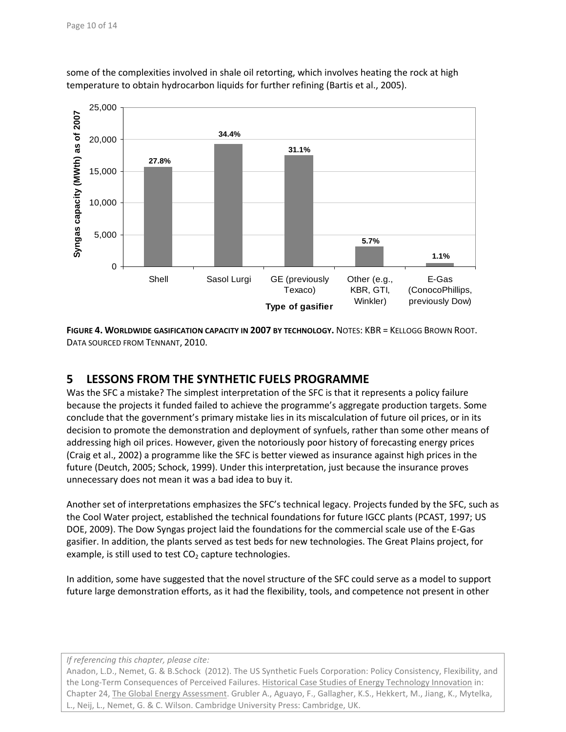some of the complexities involved in shale oil retorting, which involves heating the rock at high temperature to obtain hydrocarbon liquids for further refining (Bartis et al., 2005).

**FIGURE 4. WORLDWIDE GASIFICATION CAPACITY IN 2007 BY TECHNOLOGY.** NOTES: KBR = KELLOGG BROWN ROOT. DATA SOURCED FROM TENNANT, 2010.

## 5 LESSONS FROM THE SYNTHETIC FUELS PROGRAMME

Was the SFC a mistake? The simplest interpretation of the SFC is that it represents a policy failure because the projects it funded failed to achieve the programme's aggregate production targets. Some conclude that the government's primary mistake lies in its miscalculation of future oil prices, or in its decision to promote the demonstration and deployment of synfuels, rather than some other means of addressing high oil prices. However, given the notoriously poor history of forecasting energy prices (Craig et al., 2002) a programme like the SFC is better viewed as insurance against high prices in the future (Deutch, 2005; Schock, 1999). Under this interpretation, just because the insurance proves unnecessary does not mean it was a bad idea to buy it.

Another set of interpretations emphasizes the SFC's technical legacy. Projects funded by the SFC, such as the Cool Water project, established the technical foundations for future IGCC plants (PCAST, 1997; US DOE, 2009). The Dow Syngas project laid the foundations for the commercial scale use of the E-Gas gasifier. In addition, the plants served as test beds for new technologies. The Great Plains project, for example, is still used to test $CO_2$ capture technologies.

In addition, some have suggested that the novel structure of the SFC could serve as a model to support future large demonstration efforts, as it had the flexibility, tools, and competence not present in other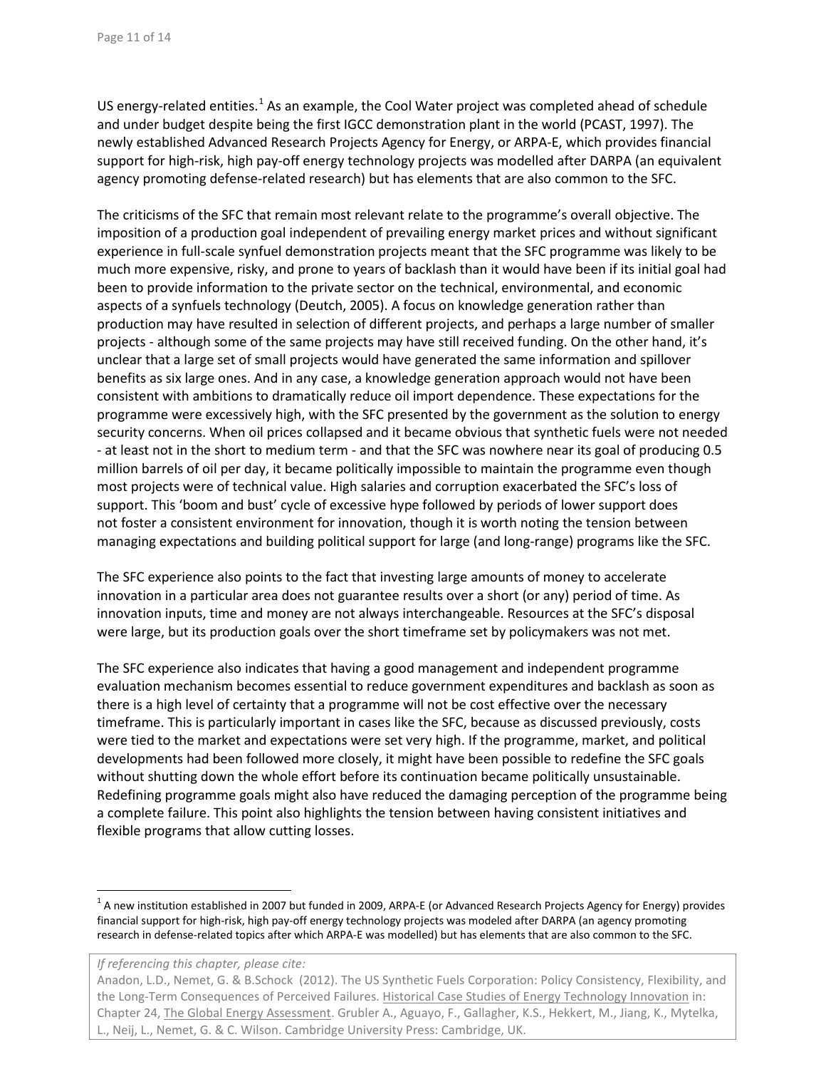US energy-related entities.[1] As an example, the Cool Water project was completed ahead of schedule and under budget despite being the first IGCC demonstration plant in the world (PCAST, 1997). The newly established Advanced Research Projects Agency for Energy, or ARPA-E, which provides financial support for high-risk, high pay-off energy technology projects was modelled after DARPA (an equivalent agency promoting defense-related research) but has elements that are also common to the SFC.

The criticisms of the SFC that remain most relevant relate to the programme's overall objective. The imposition of a production goal independent of prevailing energy market prices and without significant experience in full-scale synfuel demonstration projects meant that the SFC programme was likely to be much more expensive, risky, and prone to years of backlash than it would have been if its initial goal had been to provide information to the private sector on the technical, environmental, and economic aspects of a synfuels technology (Deutch, 2005). A focus on knowledge generation rather than production may have resulted in selection of different projects, and perhaps a large number of smaller projects - although some of the same projects may have still received funding. On the other hand, it's unclear that a large set of small projects would have generated the same information and spillover benefits as six large ones. And in any case, a knowledge generation approach would not have been consistent with ambitions to dramatically reduce oil import dependence. These expectations for the programme were excessively high, with the SFC presented by the government as the solution to energy security concerns. When oil prices collapsed and it became obvious that synthetic fuels were not needed - at least not in the short to medium term - and that the SFC was nowhere near its goal of producing 0.5 million barrels of oil per day, it became politically impossible to maintain the programme even though most projects were of technical value. High salaries and corruption exacerbated the SFC's loss of support. This 'boom and bust' cycle of excessive hype followed by periods of lower support does not foster a consistent environment for innovation, though it is worth noting the tension between managing expectations and building political support for large (and long-range) programs like the SFC.

The SFC experience also points to the fact that investing large amounts of money to accelerate innovation in a particular area does not guarantee results over a short (or any) period of time. As innovation inputs, time and money are not always interchangeable. Resources at the SFC's disposal were large, but its production goals over the short timeframe set by policymakers was not met.

The SFC experience also indicates that having a good management and independent programme evaluation mechanism becomes essential to reduce government expenditures and backlash as soon as there is a high level of certainty that a programme will not be cost effective over the necessary timeframe. This is particularly important in cases like the SFC, because as discussed previously, costs were tied to the market and expectations were set very high. If the programme, market, and political developments had been followed more closely, it might have been possible to redefine the SFC goals without shutting down the whole effort before its continuation became politically unsustainable. Redefining programme goals might also have reduced the damaging perception of the programme being a complete failure. This point also highlights the tension between having consistent initiatives and flexible programs that allow cutting losses.

---

[1] A new institution established in 2007 but funded in 2009, ARPA-E (or Advanced Research Projects Agency for Energy) provides financial support for high-risk, high pay-off energy technology projects was modeled after DARPA (an agency promoting research in defense-related topics after which ARPA-E was modelled) but has elements that are also common to the SFC.

*If referencing this chapter, please cite:*

Anadon, L.D., Nemet, G. & B.Schock (2012). The US Synthetic Fuels Corporation: Policy Consistency, Flexibility, and the Long-Term Consequences of Perceived Failures. Historical Case Studies of Energy Technology Innovation in: Chapter 24, The Global Energy Assessment. Grubler A., Aguayo, F., Gallagher, K.S., Hekkert, M., Jiang, K., Mytelka, L., Neij, L., Nemet, G. & C. Wilson. Cambridge University Press: Cambridge, UK.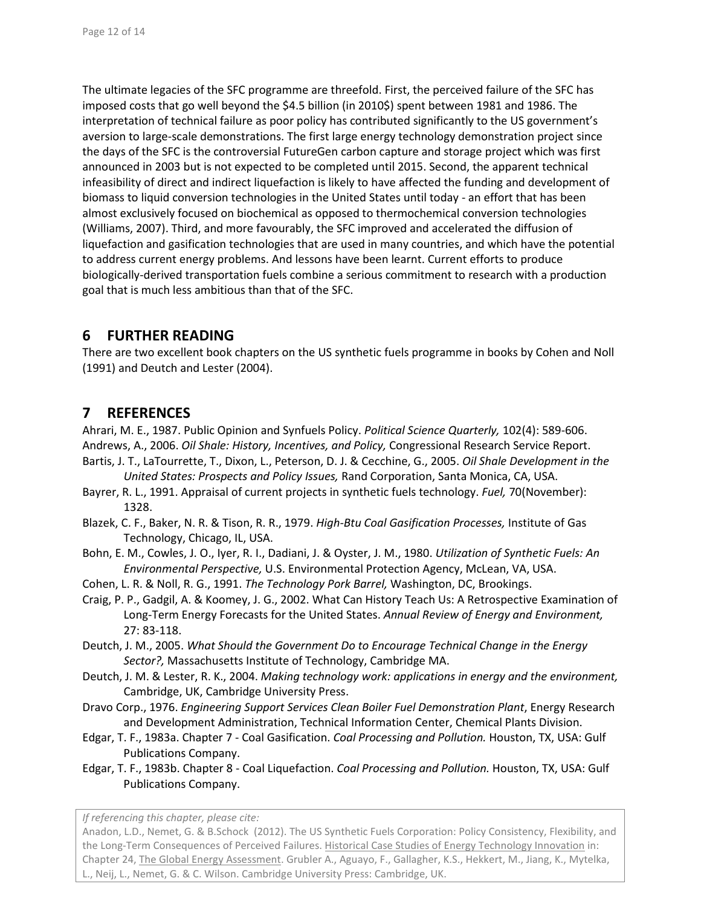The ultimate legacies of the SFC programme are threefold. First, the perceived failure of the SFC has imposed costs that go well beyond the $4.5 billion (in 2010$) spent between 1981 and 1986. The interpretation of technical failure as poor policy has contributed significantly to the US government's aversion to large-scale demonstrations. The first large energy technology demonstration project since the days of the SFC is the controversial FutureGen carbon capture and storage project which was first announced in 2003 but is not expected to be completed until 2015. Second, the apparent technical infeasibility of direct and indirect liquefaction is likely to have affected the funding and development of biomass to liquid conversion technologies in the United States until today - an effort that has been almost exclusively focused on biochemical as opposed to thermochemical conversion technologies (Williams, 2007). Third, and more favourably, the SFC improved and accelerated the diffusion of liquefaction and gasification technologies that are used in many countries, and which have the potential to address current energy problems. And lessons have been learnt. Current efforts to produce biologically-derived transportation fuels combine a serious commitment to research with a production goal that is much less ambitious than that of the SFC.

## 6 FURTHER READING

There are two excellent book chapters on the US synthetic fuels programme in books by Cohen and Noll (1991) and Deutch and Lester (2004).

## 7 REFERENCES

Ahrari, M. E., 1987. Public Opinion and Synfuels Policy. *Political Science Quarterly,* 102(4): 589-606.

Andrews, A., 2006. *Oil Shale: History, Incentives, and Policy,* Congressional Research Service Report.

Bartis, J. T., LaTourrette, T., Dixon, L., Peterson, D. J. & Cecchine, G., 2005. *Oil Shale Development in the United States: Prospects and Policy Issues,* Rand Corporation, Santa Monica, CA, USA.

Bayrer, R. L., 1991. Appraisal of current projects in synthetic fuels technology. *Fuel,* 70(November): 1328.

Blazek, C. F., Baker, N. R. & Tison, R. R., 1979. *High-Btu Coal Gasification Processes,* Institute of Gas Technology, Chicago, IL, USA.

Bohn, E. M., Cowles, J. O., Iyer, R. I., Dadiani, J. & Oyster, J. M., 1980. *Utilization of Synthetic Fuels: An Environmental Perspective,* U.S. Environmental Protection Agency, McLean, VA, USA.

Cohen, L. R. & Noll, R. G., 1991. *The Technology Pork Barrel,* Washington, DC, Brookings.

Craig, P. P., Gadgil, A. & Koomey, J. G., 2002. What Can History Teach Us: A Retrospective Examination of Long-Term Energy Forecasts for the United States. *Annual Review of Energy and Environment,* 27: 83-118.

Deutch, J. M., 2005. *What Should the Government Do to Encourage Technical Change in the Energy Sector?,* Massachusetts Institute of Technology, Cambridge MA.

Deutch, J. M. & Lester, R. K., 2004. *Making technology work: applications in energy and the environment,* Cambridge, UK, Cambridge University Press.

Dravo Corp., 1976. *Engineering Support Services Clean Boiler Fuel Demonstration Plant*, Energy Research and Development Administration, Technical Information Center, Chemical Plants Division.

Edgar, T. F., 1983a. Chapter 7 - Coal Gasification. *Coal Processing and Pollution.* Houston, TX, USA: Gulf Publications Company.

Edgar, T. F., 1983b. Chapter 8 - Coal Liquefaction. *Coal Processing and Pollution.* Houston, TX, USA: Gulf Publications Company.

*If referencing this chapter, please cite:*
Anadon, L.D., Nemet, G. & B.Schock (2012). The US Synthetic Fuels Corporation: Policy Consistency, Flexibility, and the Long-Term Consequences of Perceived Failures. Historical Case Studies of Energy Technology Innovation in: Chapter 24, The Global Energy Assessment. Grubler A., Aguayo, F., Gallagher, K.S., Hekkert, M., Jiang, K., Mytelka, L., Neij, L., Nemet, G. & C. Wilson. Cambridge University Press: Cambridge, UK.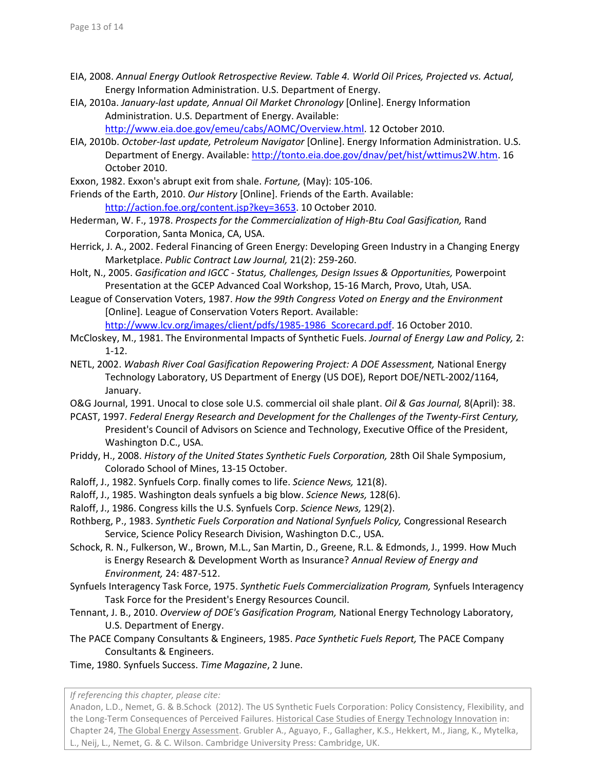EIA, 2008. *Annual Energy Outlook Retrospective Review. Table 4. World Oil Prices, Projected vs. Actual,* Energy Information Administration. U.S. Department of Energy.

EIA, 2010a. *January-last update, Annual Oil Market Chronology* [Online]. Energy Information Administration. U.S. Department of Energy. Available: http://www.eia.doe.gov/emeu/cabs/AOMC/Overview.html. 12 October 2010.

EIA, 2010b. *October-last update, Petroleum Navigator* [Online]. Energy Information Administration. U.S. Department of Energy. Available: http://tonto.eia.doe.gov/dnav/pet/hist/wttimus2W.htm. 16 October 2010.

Exxon, 1982. Exxon's abrupt exit from shale. *Fortune,* (May): 105-106.

Friends of the Earth, 2010. *Our History* [Online]. Friends of the Earth. Available: http://action.foe.org/content.jsp?key=3653. 10 October 2010.

Hederman, W. F., 1978. *Prospects for the Commercialization of High-Btu Coal Gasification,* Rand Corporation, Santa Monica, CA, USA.

Herrick, J. A., 2002. Federal Financing of Green Energy: Developing Green Industry in a Changing Energy Marketplace. *Public Contract Law Journal,* 21(2): 259-260.

Holt, N., 2005. *Gasification and IGCC - Status, Challenges, Design Issues & Opportunities,* Powerpoint Presentation at the GCEP Advanced Coal Workshop, 15-16 March, Provo, Utah, USA.

League of Conservation Voters, 1987. *How the 99th Congress Voted on Energy and the Environment* [Online]. League of Conservation Voters Report. Available: http://www.lcv.org/images/client/pdfs/1985-1986_Scorecard.pdf. 16 October 2010.

McCloskey, M., 1981. The Environmental Impacts of Synthetic Fuels. *Journal of Energy Law and Policy,* 2: 1-12.

NETL, 2002. *Wabash River Coal Gasification Repowering Project: A DOE Assessment,* National Energy Technology Laboratory, US Department of Energy (US DOE), Report DOE/NETL-2002/1164, January.

O&G Journal, 1991. Unocal to close sole U.S. commercial oil shale plant. *Oil & Gas Journal,* 8(April): 38.

PCAST, 1997. *Federal Energy Research and Development for the Challenges of the Twenty-First Century,* President's Council of Advisors on Science and Technology, Executive Office of the President, Washington D.C., USA.

Priddy, H., 2008. *History of the United States Synthetic Fuels Corporation,* 28th Oil Shale Symposium, Colorado School of Mines, 13-15 October.

Raloff, J., 1982. Synfuels Corp. finally comes to life. *Science News,* 121(8).

Raloff, J., 1985. Washington deals synfuels a big blow. *Science News,* 128(6).

Raloff, J., 1986. Congress kills the U.S. Synfuels Corp. *Science News,* 129(2).

Rothberg, P., 1983. *Synthetic Fuels Corporation and National Synfuels Policy,* Congressional Research Service, Science Policy Research Division, Washington D.C., USA.

Schock, R. N., Fulkerson, W., Brown, M.L., San Martin, D., Greene, R.L. & Edmonds, J., 1999. How Much is Energy Research & Development Worth as Insurance? *Annual Review of Energy and Environment,* 24: 487-512.

Synfuels Interagency Task Force, 1975. *Synthetic Fuels Commercialization Program,* Synfuels Interagency Task Force for the President's Energy Resources Council.

Tennant, J. B., 2010. *Overview of DOE's Gasification Program,* National Energy Technology Laboratory, U.S. Department of Energy.

The PACE Company Consultants & Engineers, 1985. *Pace Synthetic Fuels Report,* The PACE Company Consultants & Engineers.

Time, 1980. Synfuels Success. *Time Magazine*, 2 June.

*If referencing this chapter, please cite:*
Anadon, L.D., Nemet, G. & B.Schock (2012). The US Synthetic Fuels Corporation: Policy Consistency, Flexibility, and the Long-Term Consequences of Perceived Failures. Historical Case Studies of Energy Technology Innovation in: Chapter 24, The Global Energy Assessment. Grubler A., Aguayo, F., Gallagher, K.S., Hekkert, M., Jiang, K., Mytelka, L., Neij, L., Nemet, G. & C. Wilson. Cambridge University Press: Cambridge, UK.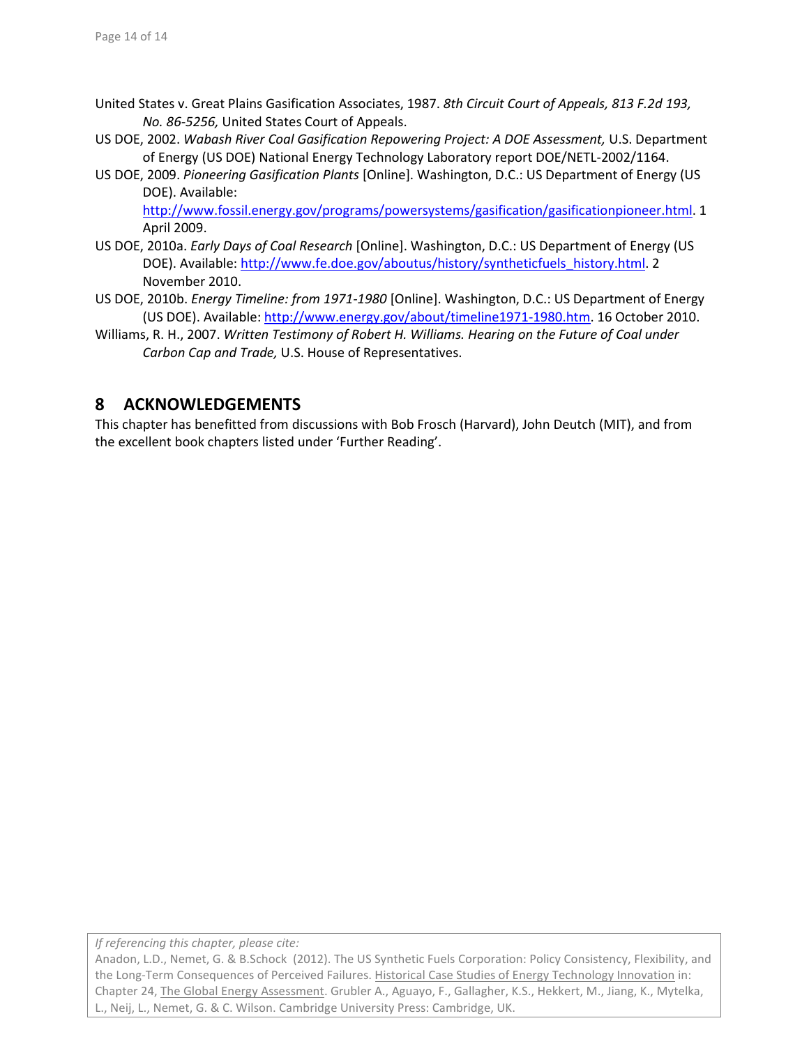United States v. Great Plains Gasification Associates, 1987. *8th Circuit Court of Appeals, 813 F.2d 193, No. 86-5256,* United States Court of Appeals.

US DOE, 2002. *Wabash River Coal Gasification Repowering Project: A DOE Assessment,* U.S. Department of Energy (US DOE) National Energy Technology Laboratory report DOE/NETL-2002/1164.

US DOE, 2009. *Pioneering Gasification Plants* [Online]. Washington, D.C.: US Department of Energy (US DOE). Available: http://www.fossil.energy.gov/programs/powersystems/gasification/gasificationpioneer.html. 1 April 2009.

US DOE, 2010a. *Early Days of Coal Research* [Online]. Washington, D.C.: US Department of Energy (US DOE). Available: http://www.fe.doe.gov/aboutus/history/syntheticfuels_history.html. 2 November 2010.

US DOE, 2010b. *Energy Timeline: from 1971-1980* [Online]. Washington, D.C.: US Department of Energy (US DOE). Available: http://www.energy.gov/about/timeline1971-1980.htm. 16 October 2010.

Williams, R. H., 2007. *Written Testimony of Robert H. Williams. Hearing on the Future of Coal under Carbon Cap and Trade,* U.S. House of Representatives.

## 8 ACKNOWLEDGEMENTS

This chapter has benefitted from discussions with Bob Frosch (Harvard), John Deutch (MIT), and from the excellent book chapters listed under 'Further Reading'.

*If referencing this chapter, please cite:*
Anadon, L.D., Nemet, G. & B.Schock (2012). The US Synthetic Fuels Corporation: Policy Consistency, Flexibility, and the Long-Term Consequences of Perceived Failures. Historical Case Studies of Energy Technology Innovation in: Chapter 24, The Global Energy Assessment. Grubler A., Aguayo, F., Gallagher, K.S., Hekkert, M., Jiang, K., Mytelka, L., Neij, L., Nemet, G. & C. Wilson. Cambridge University Press: Cambridge, UK.